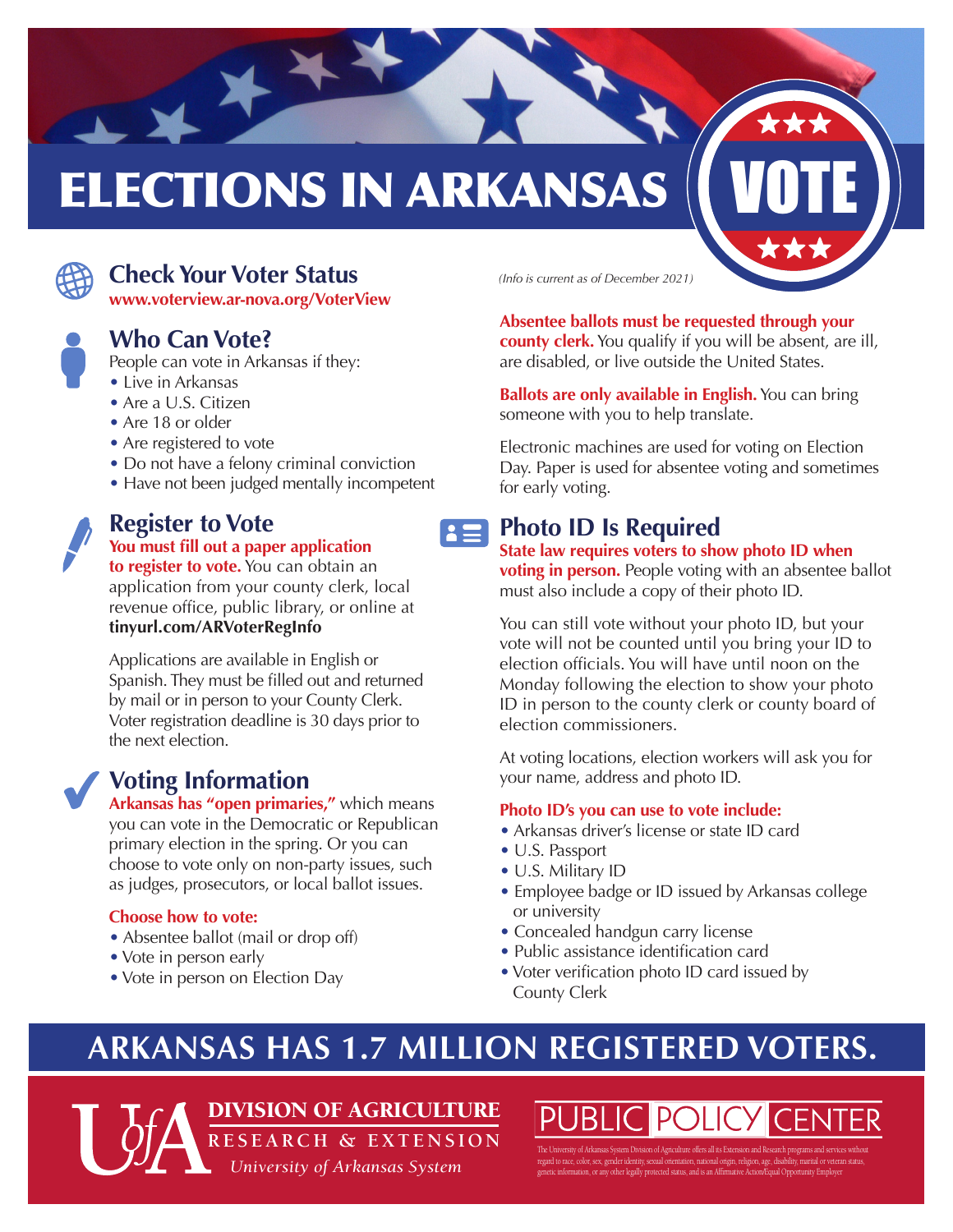# ELECTIONS IN ARKANSAS

VOTE

*(Info is current as of December 2021)*

## Check Your Voter Status

**www.voterview.ar-nova.org/VoterView**

## Who Can Vote?

People can vote in Arkansas if they:

- Live in Arkansas
- Are a U.S. Citizen
- Are 18 or older
- Are registered to vote
- Do not have a felony criminal conviction
- Have not been judged mentally incompetent

## Register to Vote

**You must fill out a paper application to register to vote.** You can obtain an application from your county clerk, local revenue office, public library, or online at **tinyurl.com/ARVoterRegInfo**

Applications are available in English or Spanish. They must be filled out and returned by mail or in person to your County Clerk. Voter registration deadline is 30 days prior to the next election.

## Voting Information

**Arkansas has "open primaries,"** which means you can vote in the Democratic or Republican primary election in the spring. Or you can choose to vote only on non-party issues, such as judges, prosecutors, or local ballot issues.

**Choose how to vote:**

- Absentee ballot (mail or drop off)
- Vote in person early
- Vote in person on Election Day

**Absentee ballots must be requested through your county clerk.** You qualify if you will be absent, are ill, are disabled, or live outside the United States.

**Ballots are only available in English.** You can bring someone with you to help translate.

Electronic machines are used for voting on Election Day. Paper is used for absentee voting and sometimes for early voting.

## Photo ID Is Required

**State law requires voters to show photo ID when voting in person.** People voting with an absentee ballot must also include a copy of their photo ID.

You can still vote without your photo ID, but your vote will not be counted until you bring your ID to election officials. You will have until noon on the Monday following the election to show your photo ID in person to the county clerk or county board of election commissioners.

At voting locations, election workers will ask you for your name, address and photo ID.

**Photo ID's you can use to vote include:**

- Arkansas driver's license or state ID card
- U.S. Passport
- U.S. Military ID
- Employee badge or ID issued by Arkansas college or university
- Concealed handgun carry license
- Public assistance identification card
- Voter verification photo ID card issued by County Clerk

## ARKANSAS HAS 1.7 MILLION REGISTERED VOTERS.

DIVISION OF AGRICULTURE
RESEARCH & EXTENSION
*University of Arkansas System*

PUBLIC POLICY CENTER

The University of Arkansas System Division of Agriculture offers all its Extension and Research programs and services without regard to race, color, sex, gender identity, sexual orientation, national origin, religion, age, disability, marital or veteran status, genetic information, or any other legally protected status, and is an Affirmative Action/Equal Opportunity Employer.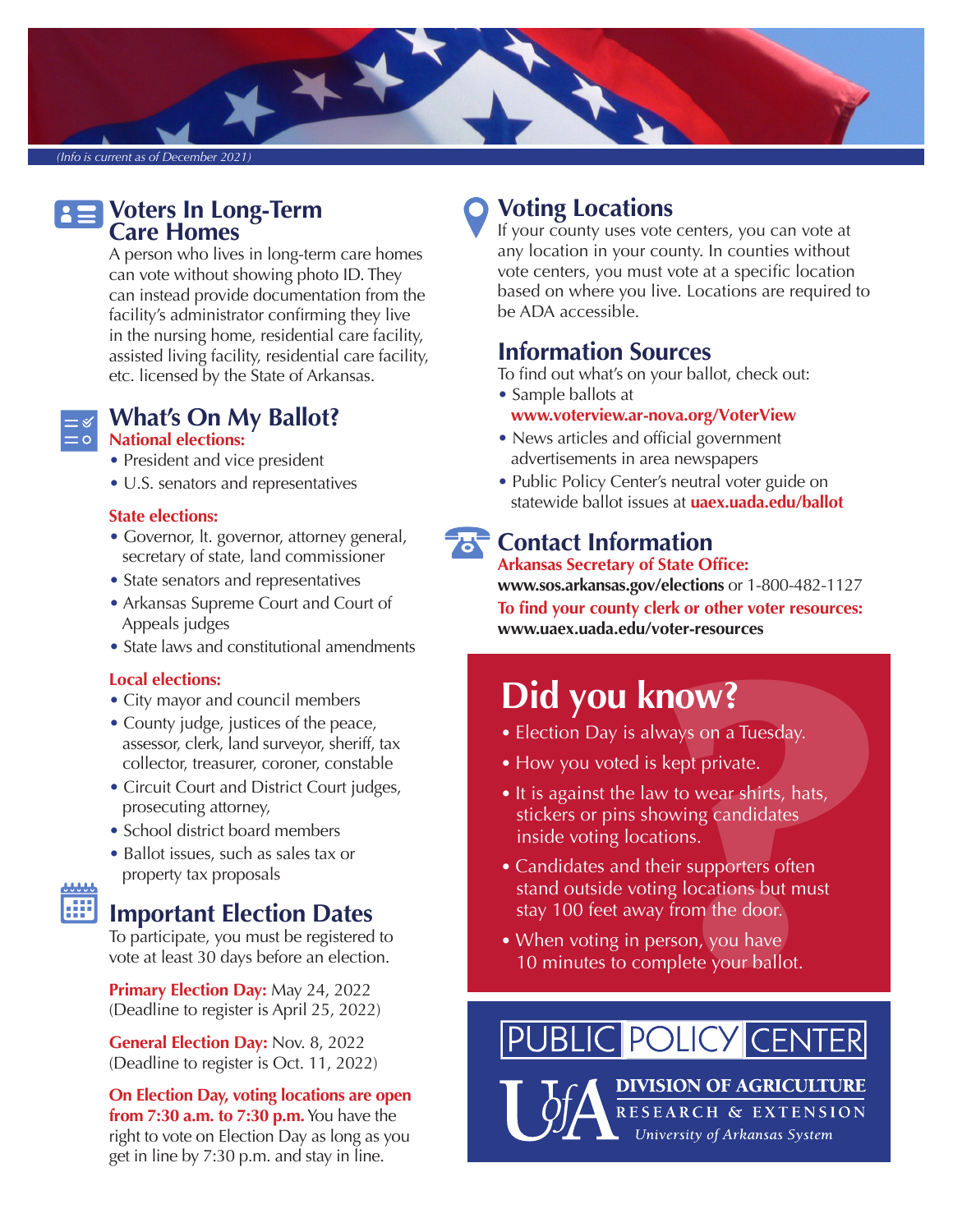*(Info is current as of December 2021)*

## Voters In Long-Term Care Homes

A person who lives in long-term care homes can vote without showing photo ID. They can instead provide documentation from the facility's administrator confirming they live in the nursing home, residential care facility, assisted living facility, residential care facility, etc. licensed by the State of Arkansas.

## What's On My Ballot?

**National elections:**

- President and vice president
- U.S. senators and representatives

**State elections:**

- Governor, lt. governor, attorney general, secretary of state, land commissioner
- State senators and representatives
- Arkansas Supreme Court and Court of Appeals judges
- State laws and constitutional amendments

**Local elections:**

- City mayor and council members
- County judge, justices of the peace, assessor, clerk, land surveyor, sheriff, tax collector, treasurer, coroner, constable
- Circuit Court and District Court judges, prosecuting attorney,
- School district board members
- Ballot issues, such as sales tax or property tax proposals

## Important Election Dates

To participate, you must be registered to vote at least 30 days before an election.

**Primary Election Day:** May 24, 2022
(Deadline to register is April 25, 2022)

**General Election Day:** Nov. 8, 2022
(Deadline to register is Oct. 11, 2022)

**On Election Day, voting locations are open from 7:30 a.m. to 7:30 p.m.** You have the right to vote on Election Day as long as you get in line by 7:30 p.m. and stay in line.

## Voting Locations

If your county uses vote centers, you can vote at any location in your county. In counties without vote centers, you must vote at a specific location based on where you live. Locations are required to be ADA accessible.

## Information Sources

To find out what's on your ballot, check out:

- Sample ballots at **www.voterview.ar-nova.org/VoterView**
- News articles and official government advertisements in area newspapers
- Public Policy Center's neutral voter guide on statewide ballot issues at **uaex.uada.edu/ballot**

## Contact Information

**Arkansas Secretary of State Office:**
**www.sos.arkansas.gov/elections** or 1-800-482-1127

**To find your county clerk or other voter resources:**
**www.uaex.uada.edu/voter-resources**

## Did you know?

- Election Day is always on a Tuesday.
- How you voted is kept private.
- It is against the law to wear shirts, hats, stickers or pins showing candidates inside voting locations.
- Candidates and their supporters often stand outside voting locations but must stay 100 feet away from the door.
- When voting in person, you have 10 minutes to complete your ballot.

PUBLIC POLICY CENTER

U of A DIVISION OF AGRICULTURE
RESEARCH & EXTENSION
*University of Arkansas System*